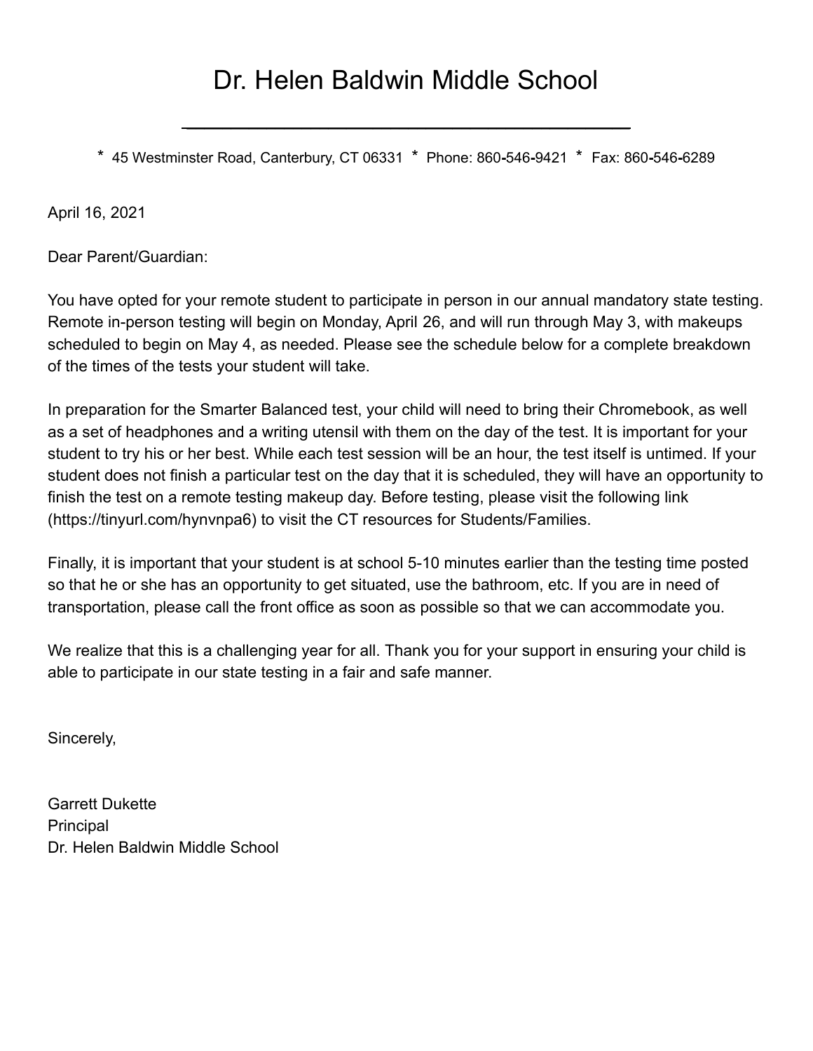# Dr. Helen Baldwin Middle School

\* 45 Westminster Road, Canterbury, CT 06331 \* Phone: 860-546-9421 \* Fax: 860-546-6289

April 16, 2021

Dear Parent/Guardian:

You have opted for your remote student to participate in person in our annual mandatory state testing. Remote in-person testing will begin on Monday, April 26, and will run through May 3, with makeups scheduled to begin on May 4, as needed. Please see the schedule below for a complete breakdown of the times of the tests your student will take.

In preparation for the Smarter Balanced test, your child will need to bring their Chromebook, as well as a set of headphones and a writing utensil with them on the day of the test. It is important for your student to try his or her best. While each test session will be an hour, the test itself is untimed. If your student does not finish a particular test on the day that it is scheduled, they will have an opportunity to finish the test on a remote testing makeup day. Before testing, please visit the following link (https://tinyurl.com/hynvnpa6) to visit the CT resources for Students/Families.

Finally, it is important that your student is at school 5-10 minutes earlier than the testing time posted so that he or she has an opportunity to get situated, use the bathroom, etc. If you are in need of transportation, please call the front office as soon as possible so that we can accommodate you.

We realize that this is a challenging year for all. Thank you for your support in ensuring your child is able to participate in our state testing in a fair and safe manner.

Sincerely,

Garrett Dukette
Principal
Dr. Helen Baldwin Middle School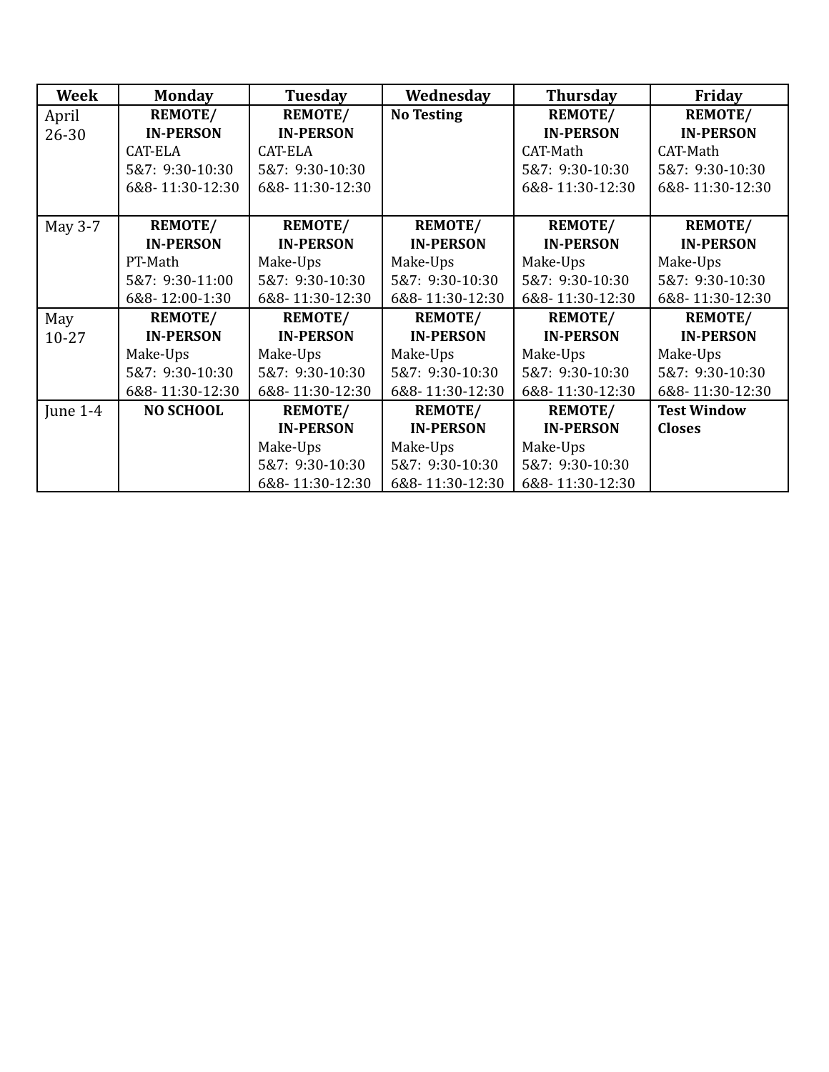| Week | Monday | Tuesday | Wednesday | Thursday | Friday |
|---|---|---|---|---|---|
| April 26-30 | **REMOTE/ IN-PERSON** CAT-ELA 5&7: 9:30-10:30 6&8- 11:30-12:30 | **REMOTE/ IN-PERSON** CAT-ELA 5&7: 9:30-10:30 6&8- 11:30-12:30 | **No Testing** | **REMOTE/ IN-PERSON** CAT-Math 5&7: 9:30-10:30 6&8- 11:30-12:30 | **REMOTE/ IN-PERSON** CAT-Math 5&7: 9:30-10:30 6&8- 11:30-12:30 |
| May 3-7 | **REMOTE/ IN-PERSON** PT-Math 5&7: 9:30-11:00 6&8- 12:00-1:30 | **REMOTE/ IN-PERSON** Make-Ups 5&7: 9:30-10:30 6&8- 11:30-12:30 | **REMOTE/ IN-PERSON** Make-Ups 5&7: 9:30-10:30 6&8- 11:30-12:30 | **REMOTE/ IN-PERSON** Make-Ups 5&7: 9:30-10:30 6&8- 11:30-12:30 | **REMOTE/ IN-PERSON** Make-Ups 5&7: 9:30-10:30 6&8- 11:30-12:30 |
| May 10-27 | **REMOTE/ IN-PERSON** Make-Ups 5&7: 9:30-10:30 6&8- 11:30-12:30 | **REMOTE/ IN-PERSON** Make-Ups 5&7: 9:30-10:30 6&8- 11:30-12:30 | **REMOTE/ IN-PERSON** Make-Ups 5&7: 9:30-10:30 6&8- 11:30-12:30 | **REMOTE/ IN-PERSON** Make-Ups 5&7: 9:30-10:30 6&8- 11:30-12:30 | **REMOTE/ IN-PERSON** Make-Ups 5&7: 9:30-10:30 6&8- 11:30-12:30 |
| June 1-4 | **NO SCHOOL** | **REMOTE/ IN-PERSON** Make-Ups 5&7: 9:30-10:30 6&8- 11:30-12:30 | **REMOTE/ IN-PERSON** Make-Ups 5&7: 9:30-10:30 6&8- 11:30-12:30 | **REMOTE/ IN-PERSON** Make-Ups 5&7: 9:30-10:30 6&8- 11:30-12:30 | **Test Window Closes** |